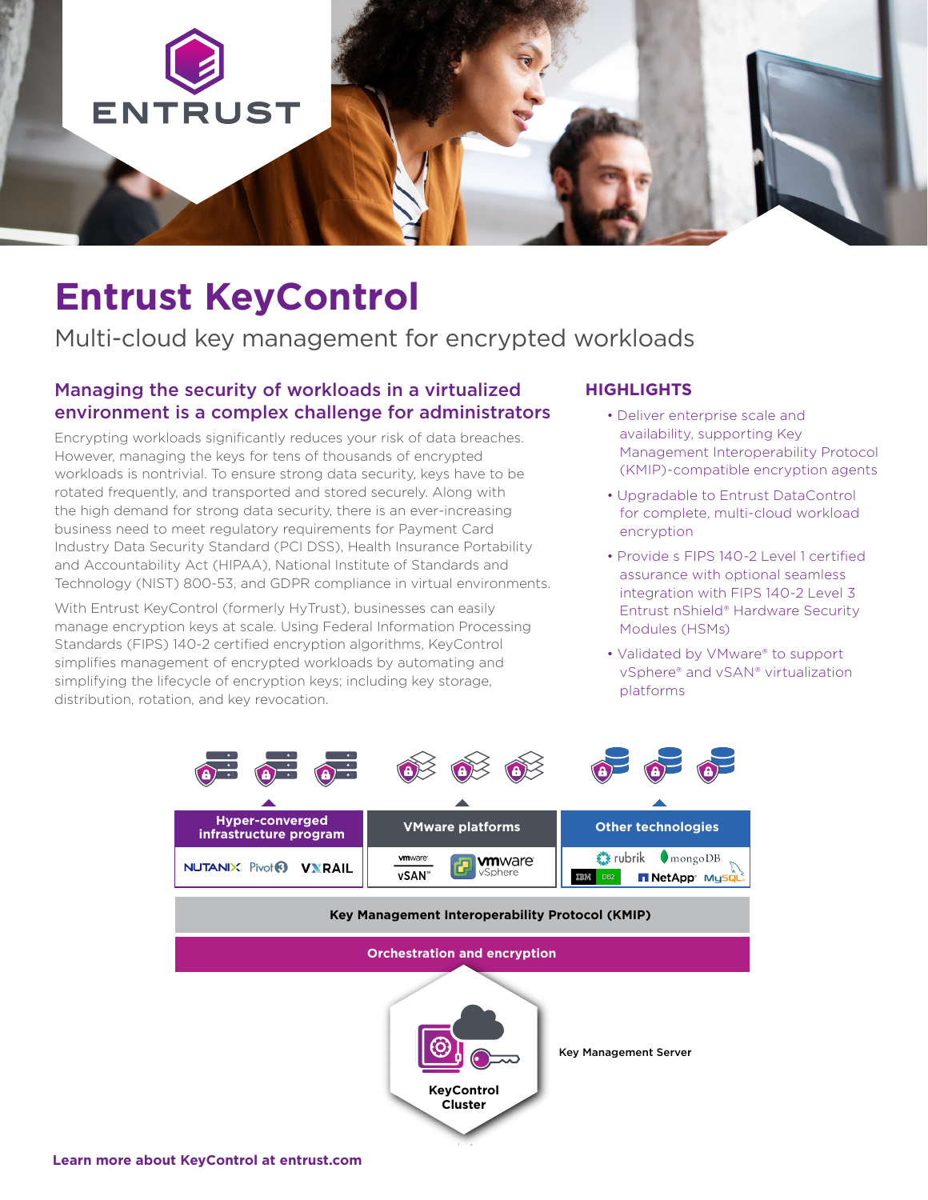ENTRUST

# Entrust KeyControl

Multi-cloud key management for encrypted workloads

## Managing the security of workloads in a virtualized environment is a complex challenge for administrators

Encrypting workloads significantly reduces your risk of data breaches. However, managing the keys for tens of thousands of encrypted workloads is nontrivial. To ensure strong data security, keys have to be rotated frequently, and transported and stored securely. Along with the high demand for strong data security, there is an ever-increasing business need to meet regulatory requirements for Payment Card Industry Data Security Standard (PCI DSS), Health Insurance Portability and Accountability Act (HIPAA), National Institute of Standards and Technology (NIST) 800-53, and GDPR compliance in virtual environments.

With Entrust KeyControl (formerly HyTrust), businesses can easily manage encryption keys at scale. Using Federal Information Processing Standards (FIPS) 140-2 certified encryption algorithms, KeyControl simplifies management of encrypted workloads by automating and simplifying the lifecycle of encryption keys; including key storage, distribution, rotation, and key revocation.

## HIGHLIGHTS

- Deliver enterprise scale and availability, supporting Key Management Interoperability Protocol (KMIP)-compatible encryption agents
- Upgradable to Entrust DataControl for complete, multi-cloud workload encryption
- Provide s FIPS 140-2 Level 1 certified assurance with optional seamless integration with FIPS 140-2 Level 3 Entrust nShield® Hardware Security Modules (HSMs)
- Validated by VMware® to support vSphere® and vSAN® virtualization platforms

Hyper-converged infrastructure program: NUTANIX, Pivot3, VXRAIL

VMware platforms: vmware vSAN, vmware vSphere

Other technologies: rubrik, mongoDB, IBM DB2, NetApp, MySQL

Key Management Interoperability Protocol (KMIP)

Orchestration and encryption

KeyControl Cluster

Key Management Server

**Learn more about KeyControl at entrust.com**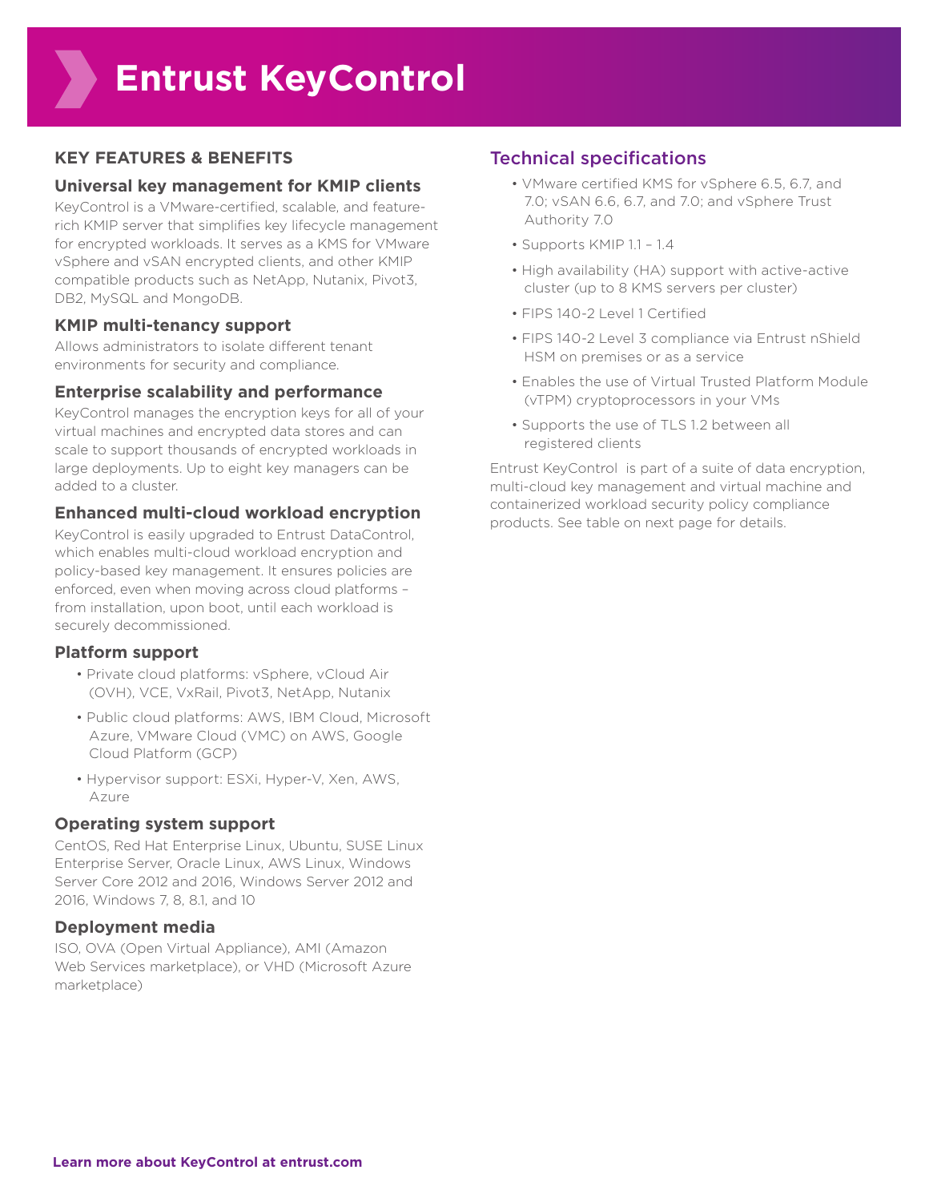# Entrust KeyControl

## KEY FEATURES & BENEFITS

### Universal key management for KMIP clients

KeyControl is a VMware-certified, scalable, and feature-rich KMIP server that simplifies key lifecycle management for encrypted workloads. It serves as a KMS for VMware vSphere and vSAN encrypted clients, and other KMIP compatible products such as NetApp, Nutanix, Pivot3, DB2, MySQL and MongoDB.

### KMIP multi-tenancy support

Allows administrators to isolate different tenant environments for security and compliance.

### Enterprise scalability and performance

KeyControl manages the encryption keys for all of your virtual machines and encrypted data stores and can scale to support thousands of encrypted workloads in large deployments. Up to eight key managers can be added to a cluster.

### Enhanced multi-cloud workload encryption

KeyControl is easily upgraded to Entrust DataControl, which enables multi-cloud workload encryption and policy-based key management. It ensures policies are enforced, even when moving across cloud platforms – from installation, upon boot, until each workload is securely decommissioned.

### Platform support

- Private cloud platforms: vSphere, vCloud Air (OVH), VCE, VxRail, Pivot3, NetApp, Nutanix
- Public cloud platforms: AWS, IBM Cloud, Microsoft Azure, VMware Cloud (VMC) on AWS, Google Cloud Platform (GCP)
- Hypervisor support: ESXi, Hyper-V, Xen, AWS, Azure

### Operating system support

CentOS, Red Hat Enterprise Linux, Ubuntu, SUSE Linux Enterprise Server, Oracle Linux, AWS Linux, Windows Server Core 2012 and 2016, Windows Server 2012 and 2016, Windows 7, 8, 8.1, and 10

### Deployment media

ISO, OVA (Open Virtual Appliance), AMI (Amazon Web Services marketplace), or VHD (Microsoft Azure marketplace)

## Technical specifications

- VMware certified KMS for vSphere 6.5, 6.7, and 7.0; vSAN 6.6, 6.7, and 7.0; and vSphere Trust Authority 7.0
- Supports KMIP 1.1 – 1.4
- High availability (HA) support with active-active cluster (up to 8 KMS servers per cluster)
- FIPS 140-2 Level 1 Certified
- FIPS 140-2 Level 3 compliance via Entrust nShield HSM on premises or as a service
- Enables the use of Virtual Trusted Platform Module (vTPM) cryptoprocessors in your VMs
- Supports the use of TLS 1.2 between all registered clients

Entrust KeyControl is part of a suite of data encryption, multi-cloud key management and virtual machine and containerized workload security policy compliance products. See table on next page for details.

**Learn more about KeyControl at entrust.com**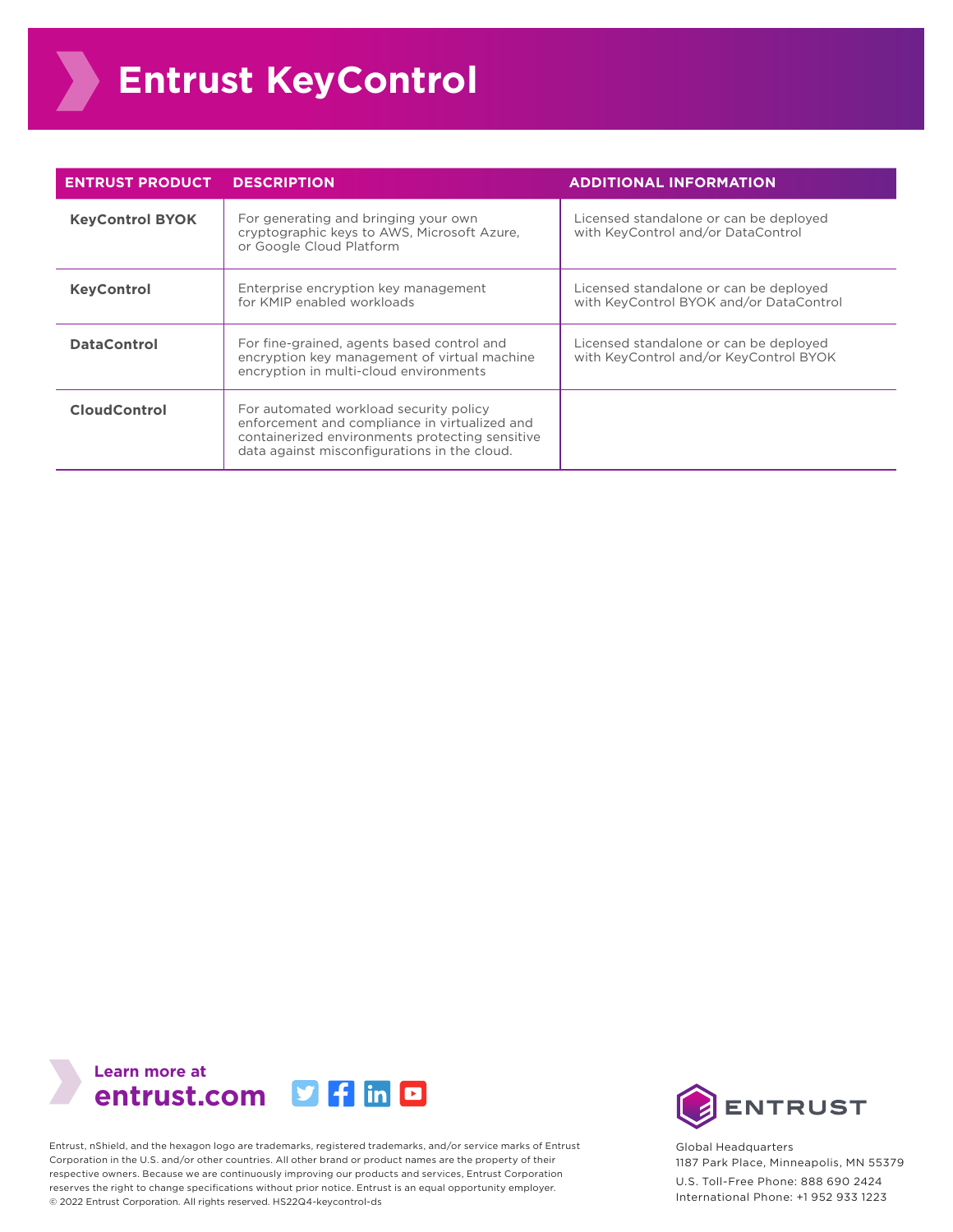# Entrust KeyControl

| ENTRUST PRODUCT | DESCRIPTION | ADDITIONAL INFORMATION |
|---|---|---|
| **KeyControl BYOK** | For generating and bringing your own cryptographic keys to AWS, Microsoft Azure, or Google Cloud Platform | Licensed standalone or can be deployed with KeyControl and/or DataControl |
| **KeyControl** | Enterprise encryption key management for KMIP enabled workloads | Licensed standalone or can be deployed with KeyControl BYOK and/or DataControl |
| **DataControl** | For fine-grained, agents based control and encryption key management of virtual machine encryption in multi-cloud environments | Licensed standalone or can be deployed with KeyControl and/or KeyControl BYOK |
| **CloudControl** | For automated workload security policy enforcement and compliance in virtualized and containerized environments protecting sensitive data against misconfigurations in the cloud. | |

Learn more at
**entrust.com**

Entrust, nShield, and the hexagon logo are trademarks, registered trademarks, and/or service marks of Entrust Corporation in the U.S. and/or other countries. All other brand or product names are the property of their respective owners. Because we are continuously improving our products and services, Entrust Corporation reserves the right to change specifications without prior notice. Entrust is an equal opportunity employer. © 2022 Entrust Corporation. All rights reserved. HS22Q4-keycontrol-ds

ENTRUST

Global Headquarters
1187 Park Place, Minneapolis, MN 55379
U.S. Toll-Free Phone: 888 690 2424
International Phone: +1 952 933 1223